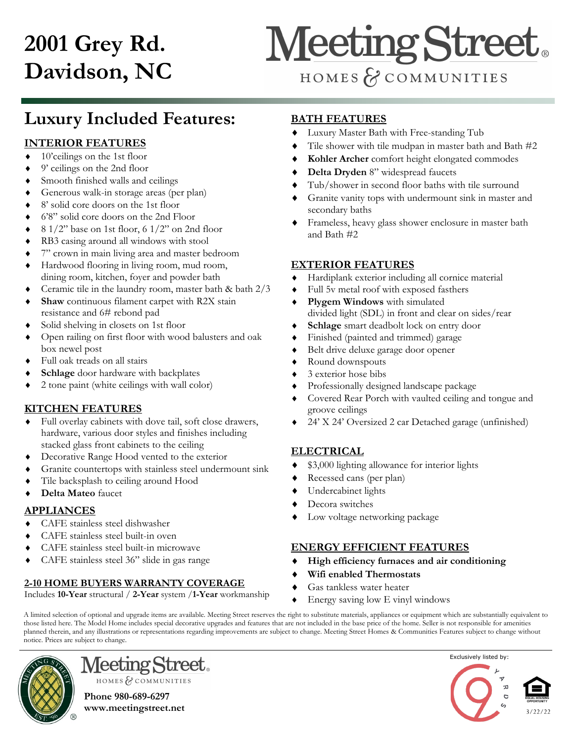# 2001 Grey Rd. Davidson, NC

Meeting Street
HOMES & COMMUNITIES

## Luxury Included Features:

### INTERIOR FEATURES

- 10'ceilings on the 1st floor
- 9' ceilings on the 2nd floor
- Smooth finished walls and ceilings
- Generous walk-in storage areas (per plan)
- 8' solid core doors on the 1st floor
- 6'8" solid core doors on the 2nd Floor
- 8 1/2" base on 1st floor, 6 1/2" on 2nd floor
- RB3 casing around all windows with stool
- 7" crown in main living area and master bedroom
- Hardwood flooring in living room, mud room, dining room, kitchen, foyer and powder bath
- Ceramic tile in the laundry room, master bath & bath 2/3
- **Shaw** continuous filament carpet with R2X stain resistance and 6# rebond pad
- Solid shelving in closets on 1st floor
- Open railing on first floor with wood balusters and oak box newel post
- Full oak treads on all stairs
- **Schlage** door hardware with backplates
- 2 tone paint (white ceilings with wall color)

### KITCHEN FEATURES

- Full overlay cabinets with dove tail, soft close drawers, hardware, various door styles and finishes including stacked glass front cabinets to the ceiling
- Decorative Range Hood vented to the exterior
- Granite countertops with stainless steel undermount sink
- Tile backsplash to ceiling around Hood
- **Delta Mateo** faucet

### APPLIANCES

- CAFE stainless steel dishwasher
- CAFE stainless steel built-in oven
- CAFE stainless steel built-in microwave
- CAFE stainless steel 36" slide in gas range

### 2-10 HOME BUYERS WARRANTY COVERAGE

Includes **10-Year** structural / **2-Year** system /**1-Year** workmanship

### BATH FEATURES

- Luxury Master Bath with Free-standing Tub
- Tile shower with tile mudpan in master bath and Bath #2
- **Kohler Archer** comfort height elongated commodes
- **Delta Dryden** 8" widespread faucets
- Tub/shower in second floor baths with tile surround
- Granite vanity tops with undermount sink in master and secondary baths
- Frameless, heavy glass shower enclosure in master bath and Bath #2

### EXTERIOR FEATURES

- Hardiplank exterior including all cornice material
- Full 5v metal roof with exposed fasthers
- **Plygem Windows** with simulated divided light (SDL) in front and clear on sides/rear
- **Schlage** smart deadbolt lock on entry door
- Finished (painted and trimmed) garage
- Belt drive deluxe garage door opener
- Round downspouts
- 3 exterior hose bibs
- Professionally designed landscape package
- Covered Rear Porch with vaulted ceiling and tongue and groove ceilings
- 24' X 24' Oversized 2 car Detached garage (unfinished)

### ELECTRICAL

- $3,000 lighting allowance for interior lights
- Recessed cans (per plan)
- Undercabinet lights
- Decora switches
- Low voltage networking package

### ENERGY EFFICIENT FEATURES

- **High efficiency furnaces and air conditioning**
- **Wifi enabled Thermostats**
- Gas tankless water heater
- Energy saving low E vinyl windows

A limited selection of optional and upgrade items are available. Meeting Street reserves the right to substitute materials, appliances or equipment which are substantially equivalent to those listed here. The Model Home includes special decorative upgrades and features that are not included in the base price of the home. Seller is not responsible for amenities planned therein, and any illustrations or representations regarding improvements are subject to change. Meeting Street Homes & Communities Features subject to change without notice. Prices are subject to change.

Meeting Street
HOMES & COMMUNITIES

**Phone 980-689-6297**
**www.meetingstreet.net**

Exclusively listed by:

9 YARDS

3/22/22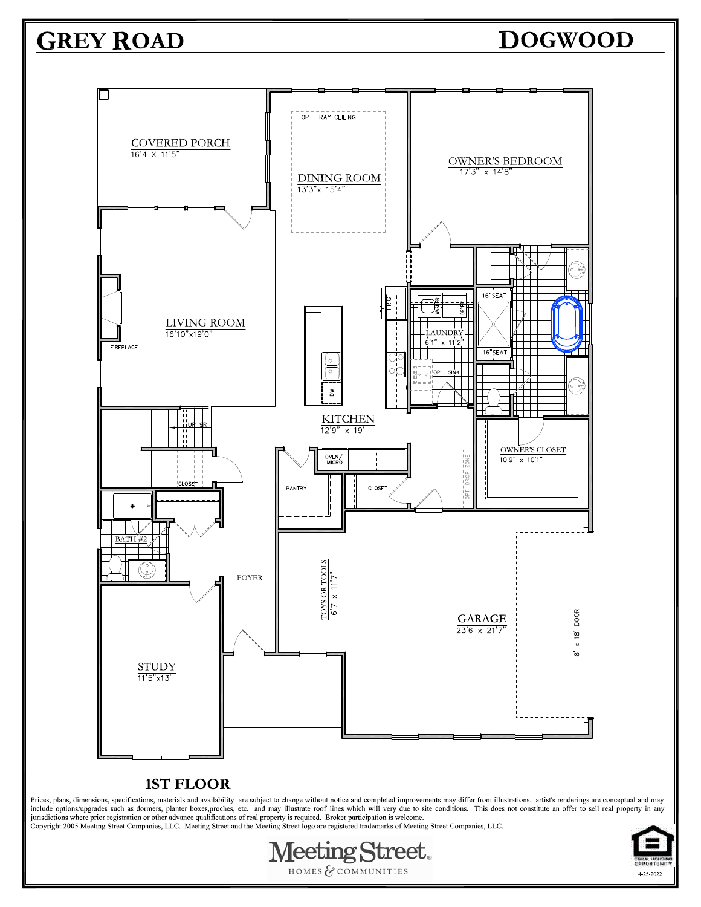# GREY ROAD

# DOGWOOD

COVERED PORCH
16'4 X 11'5"

DINING ROOM
13'3"x 15'4"

OPT TRAY CEILING

OWNER'S BEDROOM
17'3" x 14'8"

LIVING ROOM
16'10"x19'0"

FIREPLACE

FRIG

WASHER

DRYER

LAUNDRY
6'1" x 11'2"

OPT. SINK

16"SEAT

16"SEAT

DW

KITCHEN
12'9" x 19'

UP 9R

OVEN/ MICRO

OWNER'S CLOSET
10'9" x 10'1"

CLOSET

PANTRY

CLOSET

OPT. DROP ZONE

BATH #2

FOYER

TOYS OR TOOLS
6'7 x 11'7"

GARAGE
23'6 x 21'7"

8' x 18' DOOR

STUDY
11'5"x13'

## 1ST FLOOR

Prices, plans, dimensions, specifications, materials and availability are subject to change without notice and completed improvements may differ from illustrations. artist's renderings are conceptual and may include options/upgrades such as dormers, planter boxes,proches, etc. and may illustrate roof lines which will very due to site conditions. This does not constitute an offer to sell real property in any jurisdictions where prior registration or other advance qualifications of real property is required. Broker participation is welcome.
Copyright 2005 Meeting Street Companies, LLC. Meeting Street and the Meeting Street logo are registered trademarks of Meeting Street Companies, LLC.

Meeting Street®
HOMES & COMMUNITIES

EQUAL HOUSING OPPORTUNITY

4-25-2022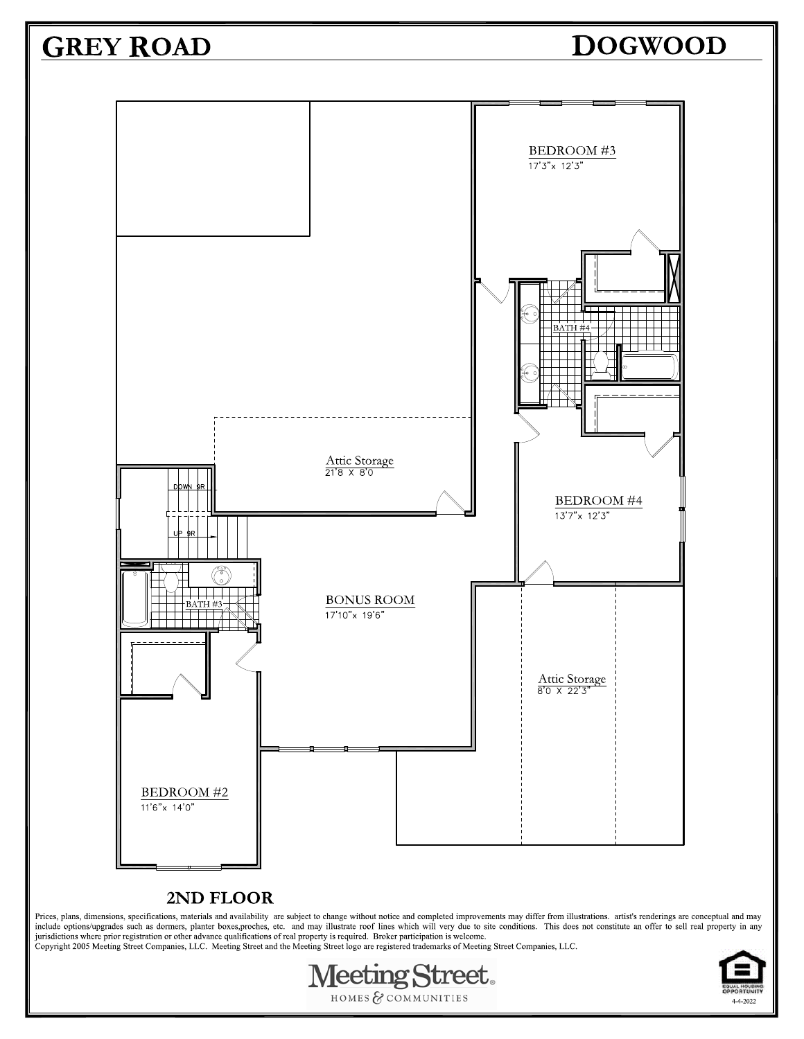# GREY ROAD

# DOGWOOD

BEDROOM #3
17'3"x 12'3"

BATH #4

Attic Storage
21'8 X 8'0

DOWN 9R

UP 9R

BEDROOM #4
13'7"x 12'3"

BATH #3

BONUS ROOM
17'10"x 19'6"

Attic Storage
8'0 X 22'3"

BEDROOM #2
11'6"x 14'0"

## 2ND FLOOR

Prices, plans, dimensions, specifications, materials and availability are subject to change without notice and completed improvements may differ from illustrations. artist's renderings are conceptual and may include options/upgrades such as dormers, planter boxes,proches, etc. and may illustrate roof lines which will very due to site conditions. This does not constitute an offer to sell real property in any jurisdictions where prior registration or other advance qualifications of real property is required. Broker participation is welcome.
Copyright 2005 Meeting Street Companies, LLC. Meeting Street and the Meeting Street logo are registered trademarks of Meeting Street Companies, LLC.

Meeting Street®
HOMES & COMMUNITIES

EQUAL HOUSING OPPORTUNITY

4-4-2022